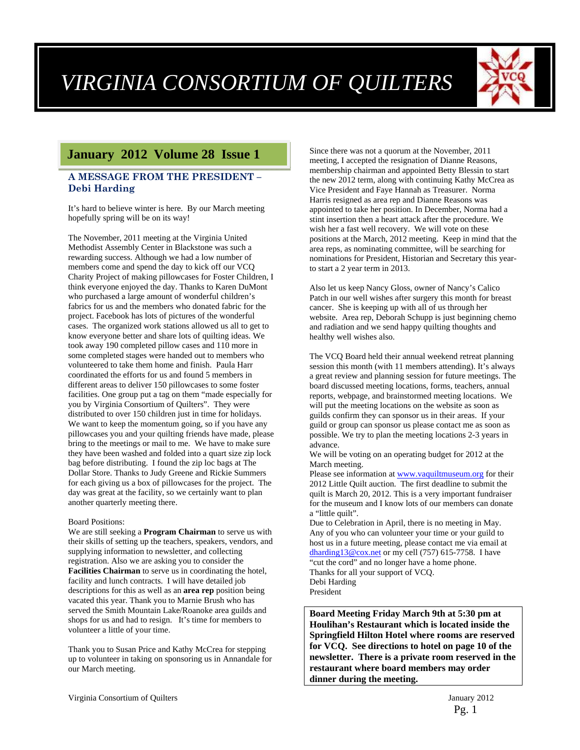# VIRGINIA CONSORTIUM OF QUILTERS

## January 2012 Volume 28 Issue 1

### A MESSAGE FROM THE PRESIDENT – Debi Harding

It's hard to believe winter is here. By our March meeting hopefully spring will be on its way!

The November, 2011 meeting at the Virginia United Methodist Assembly Center in Blackstone was such a rewarding success. Although we had a low number of members come and spend the day to kick off our VCQ Charity Project of making pillowcases for Foster Children, I think everyone enjoyed the day. Thanks to Karen DuMont who purchased a large amount of wonderful children's fabrics for us and the members who donated fabric for the project. Facebook has lots of pictures of the wonderful cases. The organized work stations allowed us all to get to know everyone better and share lots of quilting ideas. We took away 190 completed pillow cases and 110 more in some completed stages were handed out to members who volunteered to take them home and finish. Paula Harr coordinated the efforts for us and found 5 members in different areas to deliver 150 pillowcases to some foster facilities. One group put a tag on them "made especially for you by Virginia Consortium of Quilters". They were distributed to over 150 children just in time for holidays. We want to keep the momentum going, so if you have any pillowcases you and your quilting friends have made, please bring to the meetings or mail to me. We have to make sure they have been washed and folded into a quart size zip lock bag before distributing. I found the zip loc bags at The Dollar Store. Thanks to Judy Greene and Rickie Summers for each giving us a box of pillowcases for the project. The day was great at the facility, so we certainly want to plan another quarterly meeting there.

Board Positions:
We are still seeking a **Program Chairman** to serve us with their skills of setting up the teachers, speakers, vendors, and supplying information to newsletter, and collecting registration. Also we are asking you to consider the **Facilities Chairman** to serve us in coordinating the hotel, facility and lunch contracts. I will have detailed job descriptions for this as well as an **area rep** position being vacated this year. Thank you to Marnie Brush who has served the Smith Mountain Lake/Roanoke area guilds and shops for us and had to resign. It's time for members to volunteer a little of your time.

Thank you to Susan Price and Kathy McCrea for stepping up to volunteer in taking on sponsoring us in Annandale for our March meeting.

Since there was not a quorum at the November, 2011 meeting, I accepted the resignation of Dianne Reasons, membership chairman and appointed Betty Blessin to start the new 2012 term, along with continuing Kathy McCrea as Vice President and Faye Hannah as Treasurer. Norma Harris resigned as area rep and Dianne Reasons was appointed to take her position. In December, Norma had a stint insertion then a heart attack after the procedure. We wish her a fast well recovery. We will vote on these positions at the March, 2012 meeting. Keep in mind that the area reps, as nominating committee, will be searching for nominations for President, Historian and Secretary this year-to start a 2 year term in 2013.

Also let us keep Nancy Gloss, owner of Nancy's Calico Patch in our well wishes after surgery this month for breast cancer. She is keeping up with all of us through her website. Area rep, Deborah Schupp is just beginning chemo and radiation and we send happy quilting thoughts and healthy well wishes also.

The VCQ Board held their annual weekend retreat planning session this month (with 11 members attending). It's always a great review and planning session for future meetings. The board discussed meeting locations, forms, teachers, annual reports, webpage, and brainstormed meeting locations. We will put the meeting locations on the website as soon as guilds confirm they can sponsor us in their areas. If your guild or group can sponsor us please contact me as soon as possible. We try to plan the meeting locations 2-3 years in advance.

We will be voting on an operating budget for 2012 at the March meeting.

Please see information at www.vaquiltmuseum.org for their 2012 Little Quilt auction. The first deadline to submit the quilt is March 20, 2012. This is a very important fundraiser for the museum and I know lots of our members can donate a "little quilt".

Due to Celebration in April, there is no meeting in May. Any of you who can volunteer your time or your guild to host us in a future meeting, please contact me via email at dharding13@cox.net or my cell (757) 615-7758. I have "cut the cord" and no longer have a home phone.

Thanks for all your support of VCQ.
Debi Harding
President

**Board Meeting Friday March 9th at 5:30 pm at Houlihan's Restaurant which is located inside the Springfield Hilton Hotel where rooms are reserved for VCQ. See directions to hotel on page 10 of the newsletter. There is a private room reserved in the restaurant where board members may order dinner during the meeting.**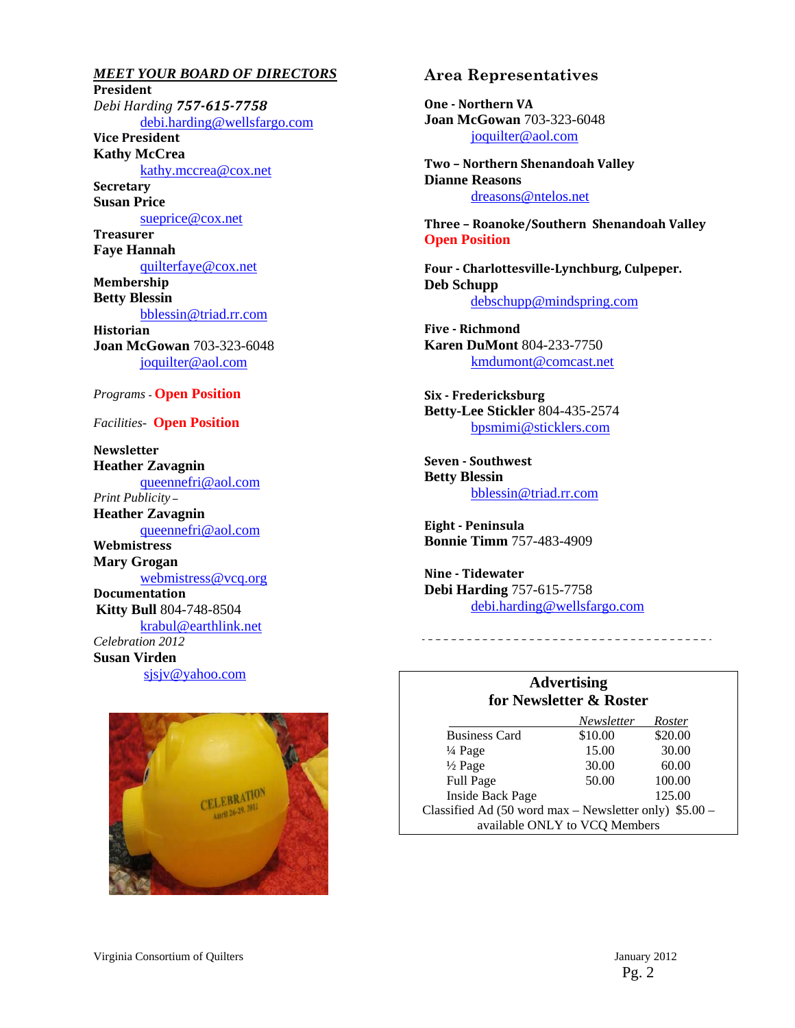## *MEET YOUR BOARD OF DIRECTORS*

**President**
*Debi Harding* ***757-615-7758***
debi.harding@wellsfargo.com

**Vice President**
**Kathy McCrea**
kathy.mccrea@cox.net

**Secretary**
**Susan Price**
sueprice@cox.net

**Treasurer**
**Faye Hannah**
quilterfaye@cox.net

**Membership**
**Betty Blessin**
bblessin@triad.rr.com

**Historian**
**Joan McGowan** 703-323-6048
joquilter@aol.com

*Programs* - **Open Position**

*Facilities*- **Open Position**

**Newsletter**
**Heather Zavagnin**
queennefri@aol.com

*Print Publicity* –
**Heather Zavagnin**
queennefri@aol.com

**Webmistress**
**Mary Grogan**
webmistress@vcq.org

**Documentation**
**Kitty Bull** 804-748-8504
krabul@earthlink.net

*Celebration 2012*
**Susan Virden**
sjsjv@yahoo.com

## Area Representatives

**One - Northern VA**
**Joan McGowan** 703-323-6048
joquilter@aol.com

**Two – Northern Shenandoah Valley**
**Dianne Reasons**
dreasons@ntelos.net

**Three – Roanoke/Southern Shenandoah Valley**
**Open Position**

**Four - Charlottesville-Lynchburg, Culpeper.**
**Deb Schupp**
debschupp@mindspring.com

**Five - Richmond**
**Karen DuMont** 804-233-7750
kmdumont@comcast.net

**Six - Fredericksburg**
**Betty-Lee Stickler** 804-435-2574
bpsmimi@sticklers.com

**Seven - Southwest**
**Betty Blessin**
bblessin@triad.rr.com

**Eight - Peninsula**
**Bonnie Timm** 757-483-4909

**Nine - Tidewater**
**Debi Harding** 757-615-7758
debi.harding@wellsfargo.com

### Advertising for Newsletter & Roster

| | *Newsletter* | *Roster* |
|---|---|---|
| Business Card | $10.00 | $20.00 |
| ¼ Page | 15.00 | 30.00 |
| ½ Page | 30.00 | 60.00 |
| Full Page | 50.00 | 100.00 |
| Inside Back Page | | 125.00 |

Classified Ad (50 word max – Newsletter only) $5.00 – available ONLY to VCQ Members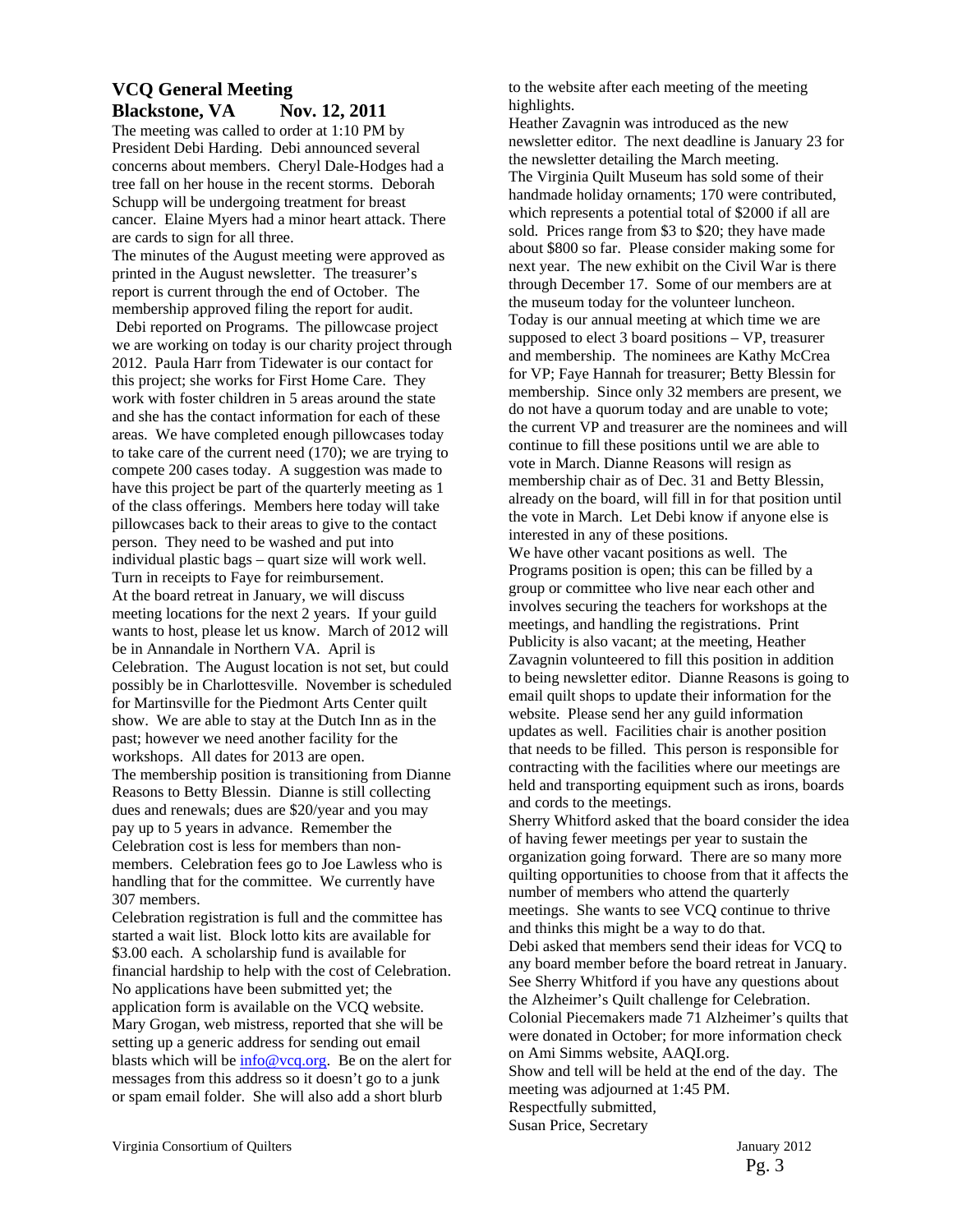## VCQ General Meeting

**Blackstone, VA Nov. 12, 2011**

The meeting was called to order at 1:10 PM by President Debi Harding. Debi announced several concerns about members. Cheryl Dale-Hodges had a tree fall on her house in the recent storms. Deborah Schupp will be undergoing treatment for breast cancer. Elaine Myers had a minor heart attack. There are cards to sign for all three.

The minutes of the August meeting were approved as printed in the August newsletter. The treasurer's report is current through the end of October. The membership approved filing the report for audit.

Debi reported on Programs. The pillowcase project we are working on today is our charity project through 2012. Paula Harr from Tidewater is our contact for this project; she works for First Home Care. They work with foster children in 5 areas around the state and she has the contact information for each of these areas. We have completed enough pillowcases today to take care of the current need (170); we are trying to compete 200 cases today. A suggestion was made to have this project be part of the quarterly meeting as 1 of the class offerings. Members here today will take pillowcases back to their areas to give to the contact person. They need to be washed and put into individual plastic bags – quart size will work well. Turn in receipts to Faye for reimbursement.

At the board retreat in January, we will discuss meeting locations for the next 2 years. If your guild wants to host, please let us know. March of 2012 will be in Annandale in Northern VA. April is Celebration. The August location is not set, but could possibly be in Charlottesville. November is scheduled for Martinsville for the Piedmont Arts Center quilt show. We are able to stay at the Dutch Inn as in the past; however we need another facility for the workshops. All dates for 2013 are open.

The membership position is transitioning from Dianne Reasons to Betty Blessin. Dianne is still collecting dues and renewals; dues are $20/year and you may pay up to 5 years in advance. Remember the Celebration cost is less for members than non-members. Celebration fees go to Joe Lawless who is handling that for the committee. We currently have 307 members.

Celebration registration is full and the committee has started a wait list. Block lotto kits are available for $3.00 each. A scholarship fund is available for financial hardship to help with the cost of Celebration. No applications have been submitted yet; the application form is available on the VCQ website.

Mary Grogan, web mistress, reported that she will be setting up a generic address for sending out email blasts which will be [info@vcq.org](mailto:info@vcq.org). Be on the alert for messages from this address so it doesn't go to a junk or spam email folder. She will also add a short blurb to the website after each meeting of the meeting highlights.

Heather Zavagnin was introduced as the new newsletter editor. The next deadline is January 23 for the newsletter detailing the March meeting.

The Virginia Quilt Museum has sold some of their handmade holiday ornaments; 170 were contributed, which represents a potential total of $2000 if all are sold. Prices range from $3 to $20; they have made about $800 so far. Please consider making some for next year. The new exhibit on the Civil War is there through December 17. Some of our members are at the museum today for the volunteer luncheon.

Today is our annual meeting at which time we are supposed to elect 3 board positions – VP, treasurer and membership. The nominees are Kathy McCrea for VP; Faye Hannah for treasurer; Betty Blessin for membership. Since only 32 members are present, we do not have a quorum today and are unable to vote; the current VP and treasurer are the nominees and will continue to fill these positions until we are able to vote in March. Dianne Reasons will resign as membership chair as of Dec. 31 and Betty Blessin, already on the board, will fill in for that position until the vote in March. Let Debi know if anyone else is interested in any of these positions.

We have other vacant positions as well. The Programs position is open; this can be filled by a group or committee who live near each other and involves securing the teachers for workshops at the meetings, and handling the registrations. Print Publicity is also vacant; at the meeting, Heather Zavagnin volunteered to fill this position in addition to being newsletter editor. Dianne Reasons is going to email quilt shops to update their information for the website. Please send her any guild information updates as well. Facilities chair is another position that needs to be filled. This person is responsible for contracting with the facilities where our meetings are held and transporting equipment such as irons, boards and cords to the meetings.

Sherry Whitford asked that the board consider the idea of having fewer meetings per year to sustain the organization going forward. There are so many more quilting opportunities to choose from that it affects the number of members who attend the quarterly meetings. She wants to see VCQ continue to thrive and thinks this might be a way to do that.

Debi asked that members send their ideas for VCQ to any board member before the board retreat in January.

See Sherry Whitford if you have any questions about the Alzheimer's Quilt challenge for Celebration. Colonial Piecemakers made 71 Alzheimer's quilts that were donated in October; for more information check on Ami Simms website, AAQI.org.

Show and tell will be held at the end of the day. The meeting was adjourned at 1:45 PM.

Respectfully submitted,
Susan Price, Secretary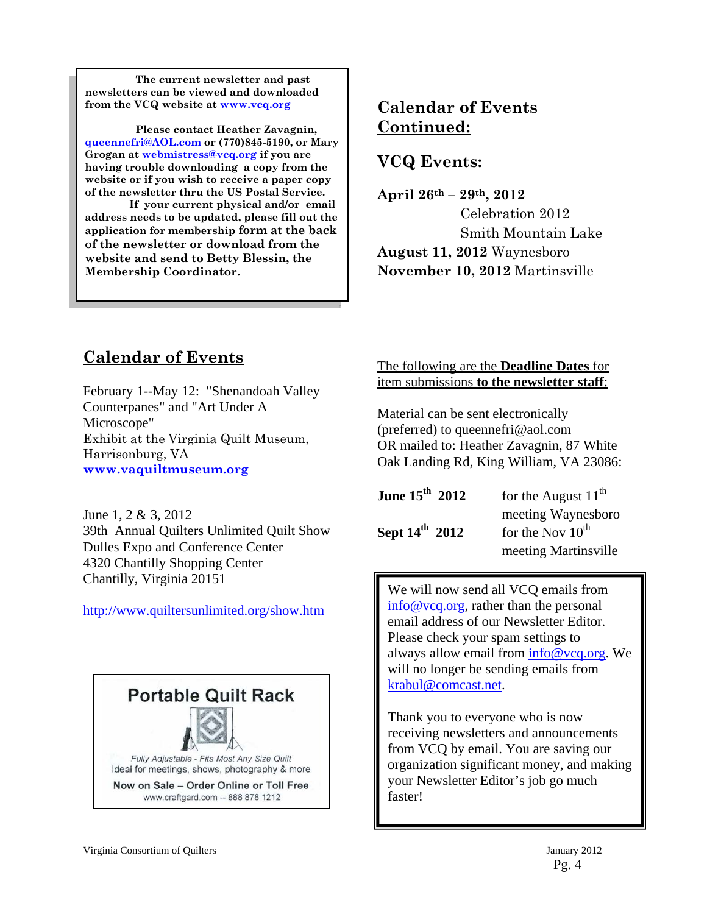**The current newsletter and past newsletters can be viewed and downloaded from the VCQ website at www.vcq.org**

**Please contact Heather Zavagnin, queennefri@AOL.com or (770)845-5190, or Mary Grogan at webmistress@vcq.org if you are having trouble downloading a copy from the website or if you wish to receive a paper copy of the newsletter thru the US Postal Service.**

**If your current physical and/or email address needs to be updated, please fill out the application for membership form at the back of the newsletter or download from the website and send to Betty Blessin, the Membership Coordinator.**

## Calendar of Events

February 1--May 12: "Shenandoah Valley Counterpanes" and "Art Under A Microscope"
Exhibit at the Virginia Quilt Museum, Harrisonburg, VA
**www.vaquiltmuseum.org**

June 1, 2 & 3, 2012
39th Annual Quilters Unlimited Quilt Show
Dulles Expo and Conference Center
4320 Chantilly Shopping Center
Chantilly, Virginia 20151

http://www.quiltersunlimited.org/show.htm

**Portable Quilt Rack**

*Fully Adjustable - Fits Most Any Size Quilt*
Ideal for meetings, shows, photography & more
Now on Sale – Order Online or Toll Free
www.craftgard.com -- 888 878 1212

## Calendar of Events Continued:

## VCQ Events:

**April 26th – 29th, 2012**
Celebration 2012
Smith Mountain Lake

**August 11, 2012** Waynesboro

**November 10, 2012** Martinsville

The following are the **Deadline Dates** for item submissions **to the newsletter staff**:

Material can be sent electronically (preferred) to queennefri@aol.com
OR mailed to: Heather Zavagnin, 87 White Oak Landing Rd, King William, VA 23086:

| | |
|---|---|
| **June 15th 2012** | for the August 11th meeting Waynesboro |
| **Sept 14th 2012** | for the Nov 10th meeting Martinsville |

We will now send all VCQ emails from info@vcq.org, rather than the personal email address of our Newsletter Editor. Please check your spam settings to always allow email from info@vcq.org. We will no longer be sending emails from krabul@comcast.net.

Thank you to everyone who is now receiving newsletters and announcements from VCQ by email. You are saving our organization significant money, and making your Newsletter Editor's job go much faster!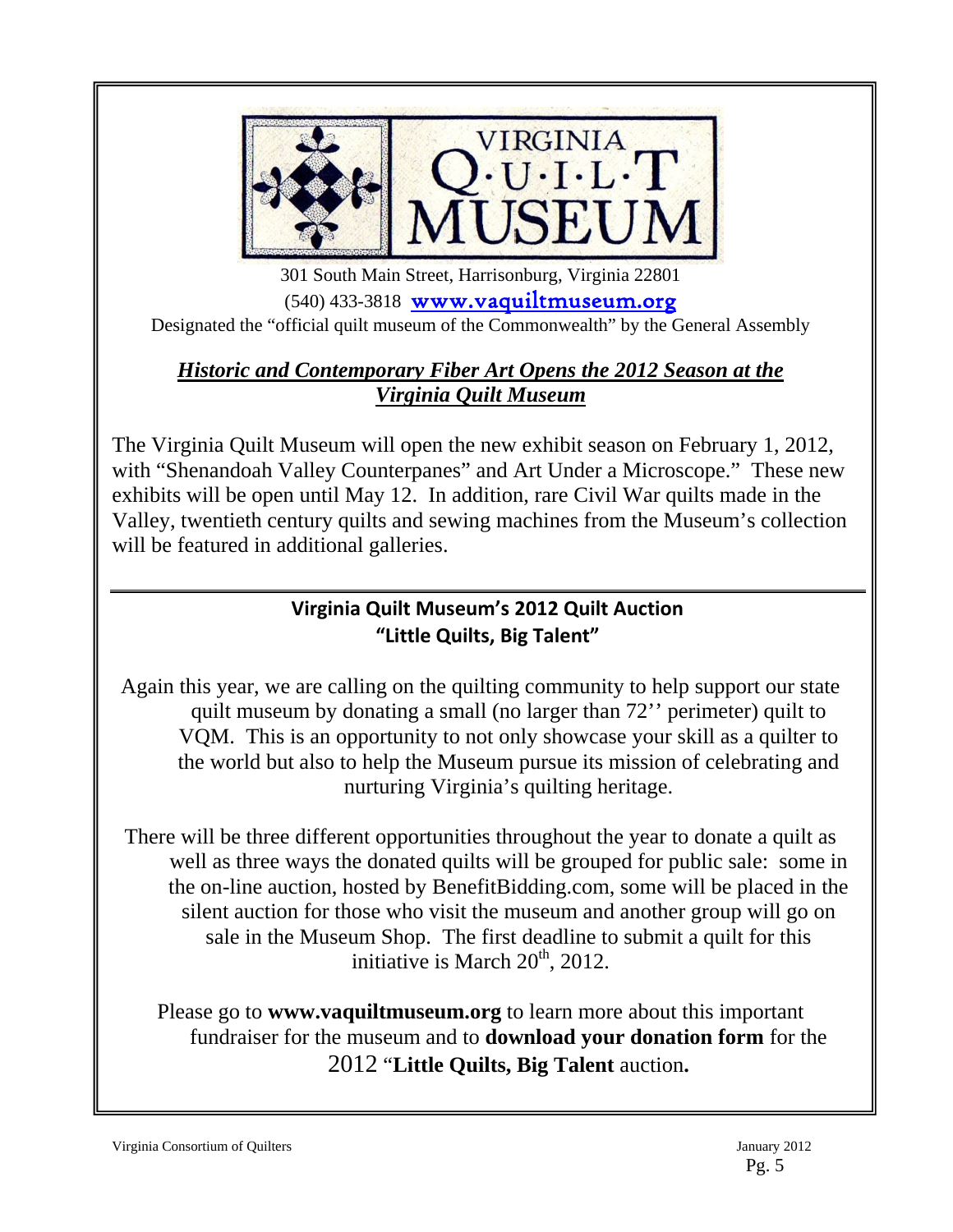VIRGINIA Q·U·I·L·T MUSEUM

301 South Main Street, Harrisonburg, Virginia 22801

(540) 433-3818 www.vaquiltmuseum.org

Designated the "official quilt museum of the Commonwealth" by the General Assembly

## ***Historic and Contemporary Fiber Art Opens the 2012 Season at the Virginia Quilt Museum***

The Virginia Quilt Museum will open the new exhibit season on February 1, 2012, with "Shenandoah Valley Counterpanes" and Art Under a Microscope." These new exhibits will be open until May 12. In addition, rare Civil War quilts made in the Valley, twentieth century quilts and sewing machines from the Museum's collection will be featured in additional galleries.

---

## Virginia Quilt Museum's 2012 Quilt Auction "Little Quilts, Big Talent"

Again this year, we are calling on the quilting community to help support our state quilt museum by donating a small (no larger than 72'' perimeter) quilt to VQM. This is an opportunity to not only showcase your skill as a quilter to the world but also to help the Museum pursue its mission of celebrating and nurturing Virginia's quilting heritage.

There will be three different opportunities throughout the year to donate a quilt as well as three ways the donated quilts will be grouped for public sale: some in the on-line auction, hosted by BenefitBidding.com, some will be placed in the silent auction for those who visit the museum and another group will go on sale in the Museum Shop. The first deadline to submit a quilt for this initiative is March 20th, 2012.

Please go to **www.vaquiltmuseum.org** to learn more about this important fundraiser for the museum and to **download your donation form** for the 2012 "**Little Quilts, Big Talent** auction**.**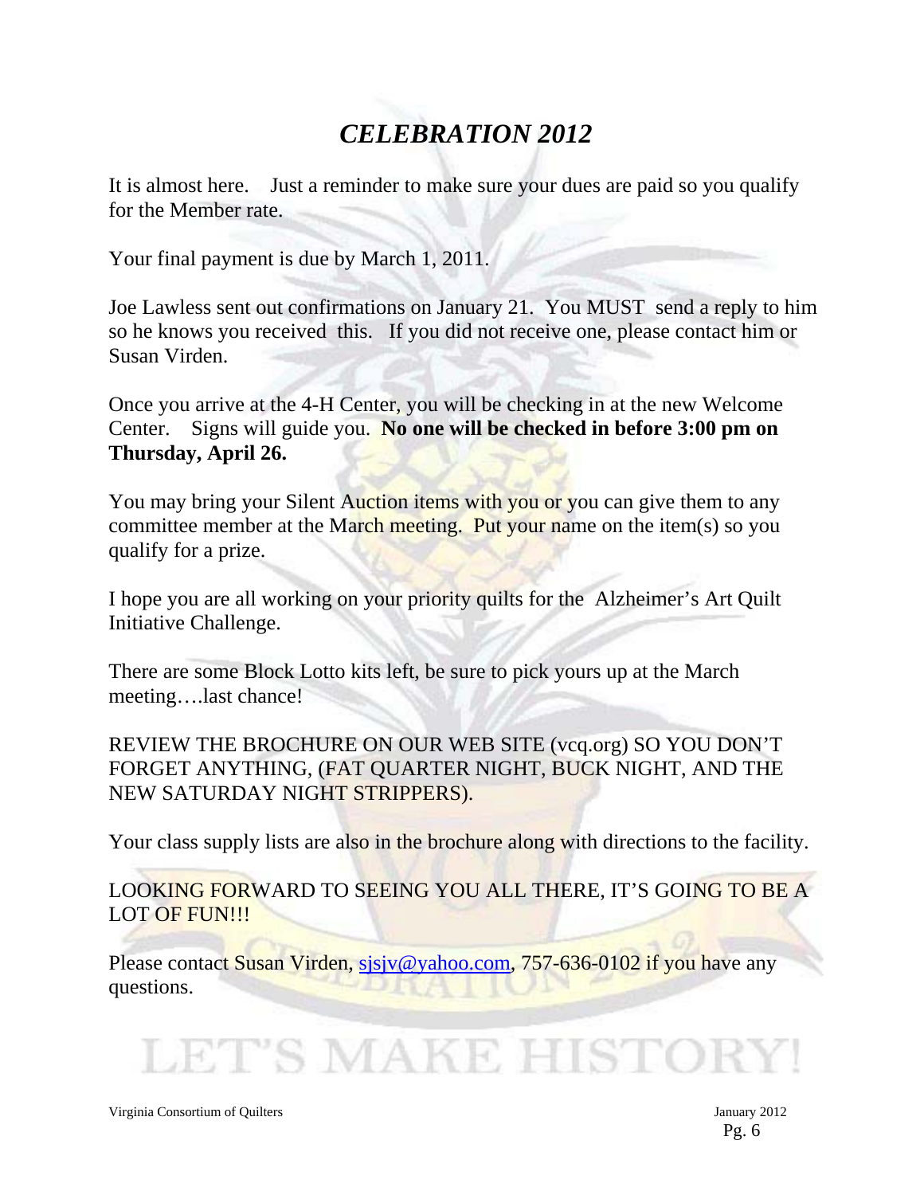# *CELEBRATION 2012*

It is almost here. Just a reminder to make sure your dues are paid so you qualify for the Member rate.

Your final payment is due by March 1, 2011.

Joe Lawless sent out confirmations on January 21. You MUST send a reply to him so he knows you received this. If you did not receive one, please contact him or Susan Virden.

Once you arrive at the 4-H Center, you will be checking in at the new Welcome Center. Signs will guide you. **No one will be checked in before 3:00 pm on Thursday, April 26.**

You may bring your Silent Auction items with you or you can give them to any committee member at the March meeting. Put your name on the item(s) so you qualify for a prize.

I hope you are all working on your priority quilts for the Alzheimer's Art Quilt Initiative Challenge.

There are some Block Lotto kits left, be sure to pick yours up at the March meeting….last chance!

REVIEW THE BROCHURE ON OUR WEB SITE (vcq.org) SO YOU DON'T FORGET ANYTHING, (FAT QUARTER NIGHT, BUCK NIGHT, AND THE NEW SATURDAY NIGHT STRIPPERS).

Your class supply lists are also in the brochure along with directions to the facility.

LOOKING FORWARD TO SEEING YOU ALL THERE, IT'S GOING TO BE A LOT OF FUN!!!

Please contact Susan Virden, sjsjv@yahoo.com, 757-636-0102 if you have any questions.

LET'S MAKE HISTORY!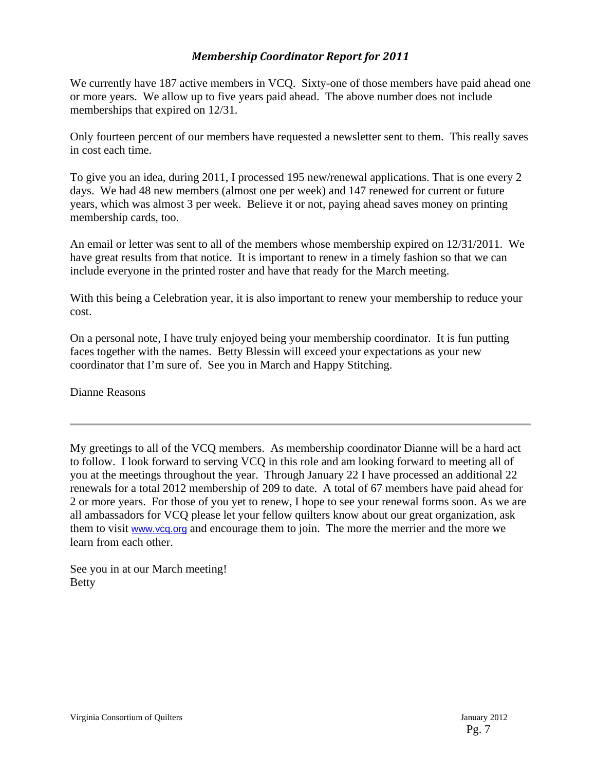## *Membership Coordinator Report for 2011*

We currently have 187 active members in VCQ. Sixty-one of those members have paid ahead one or more years. We allow up to five years paid ahead. The above number does not include memberships that expired on 12/31.

Only fourteen percent of our members have requested a newsletter sent to them. This really saves in cost each time.

To give you an idea, during 2011, I processed 195 new/renewal applications. That is one every 2 days. We had 48 new members (almost one per week) and 147 renewed for current or future years, which was almost 3 per week. Believe it or not, paying ahead saves money on printing membership cards, too.

An email or letter was sent to all of the members whose membership expired on 12/31/2011. We have great results from that notice. It is important to renew in a timely fashion so that we can include everyone in the printed roster and have that ready for the March meeting.

With this being a Celebration year, it is also important to renew your membership to reduce your cost.

On a personal note, I have truly enjoyed being your membership coordinator. It is fun putting faces together with the names. Betty Blessin will exceed your expectations as your new coordinator that I'm sure of. See you in March and Happy Stitching.

Dianne Reasons

---

My greetings to all of the VCQ members. As membership coordinator Dianne will be a hard act to follow. I look forward to serving VCQ in this role and am looking forward to meeting all of you at the meetings throughout the year. Through January 22 I have processed an additional 22 renewals for a total 2012 membership of 209 to date. A total of 67 members have paid ahead for 2 or more years. For those of you yet to renew, I hope to see your renewal forms soon. As we are all ambassadors for VCQ please let your fellow quilters know about our great organization, ask them to visit www.vcq.org and encourage them to join. The more the merrier and the more we learn from each other.

See you in at our March meeting!
Betty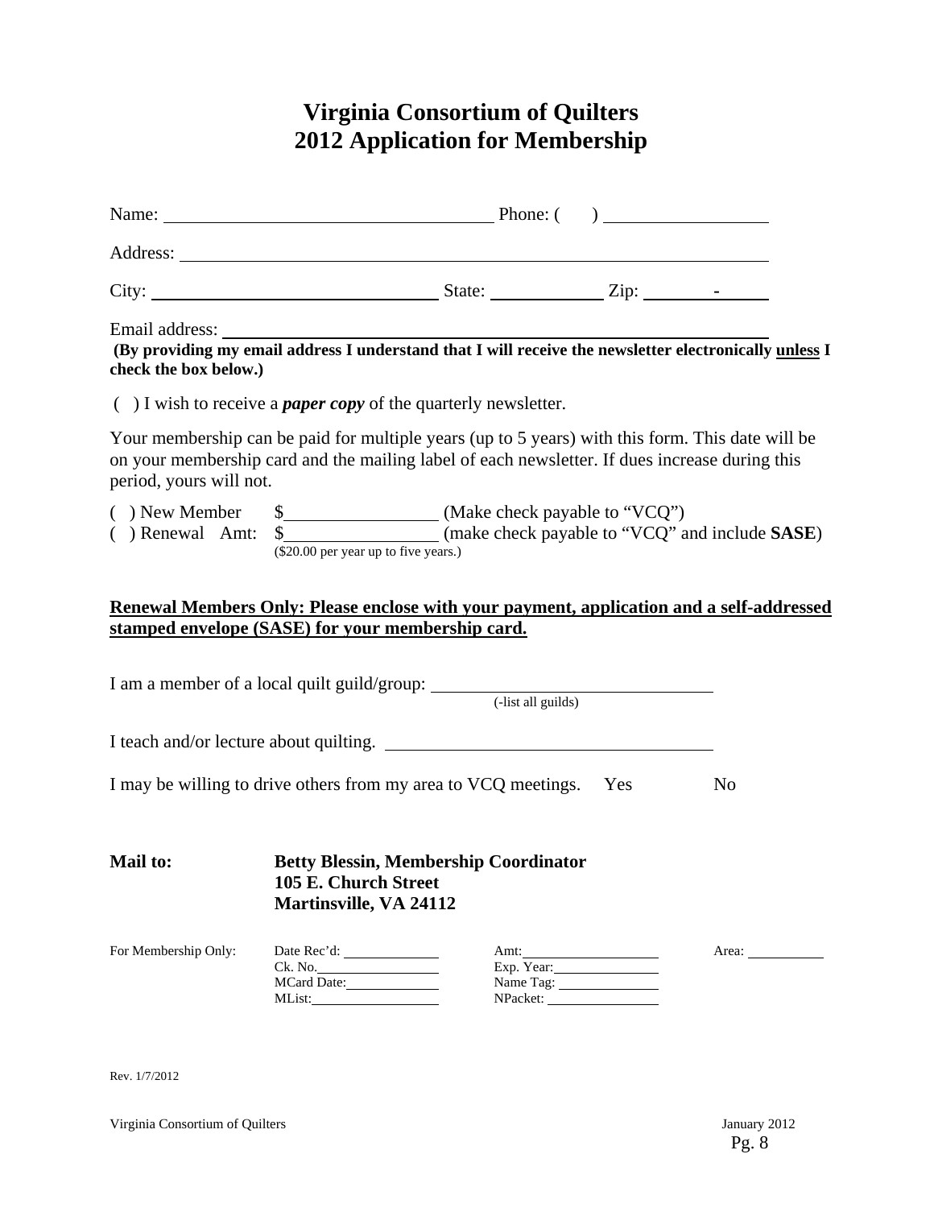# Virginia Consortium of Quilters
# 2012 Application for Membership

Name: ______________________________ Phone: ( ) ______________

Address: ______________________________________________________

City: ___________________________ State: __________ Zip: _______-_____

Email address: _________________________________________________

**(By providing my email address I understand that I will receive the newsletter electronically <u>unless</u> I check the box below.)**

( ) I wish to receive a ***paper copy*** of the quarterly newsletter.

Your membership can be paid for multiple years (up to 5 years) with this form. This date will be on your membership card and the mailing label of each newsletter. If dues increase during this period, yours will not.

( ) New Member $______________ (Make check payable to "VCQ")
( ) Renewal Amt: $______________ (make check payable to "VCQ" and include **SASE**)
($20.00 per year up to five years.)

**<u>Renewal Members Only: Please enclose with your payment, application and a self-addressed stamped envelope (SASE) for your membership card.</u>**

I am a member of a local quilt guild/group: ___________________________
(-list all guilds)

I teach and/or lecture about quilting. _______________________________

I may be willing to drive others from my area to VCQ meetings. Yes No

**Mail to:** **Betty Blessin, Membership Coordinator**
**105 E. Church Street**
**Martinsville, VA 24112**

| For Membership Only: | Date Rec'd: ________ | Amt: ________ | Area: ________ |
|---|---|---|---|
| | Ck. No. ________ | Exp. Year: ________ | |
| | MCard Date: ________ | Name Tag: ________ | |
| | MList: ________ | NPacket: ________ | |

Rev. 1/7/2012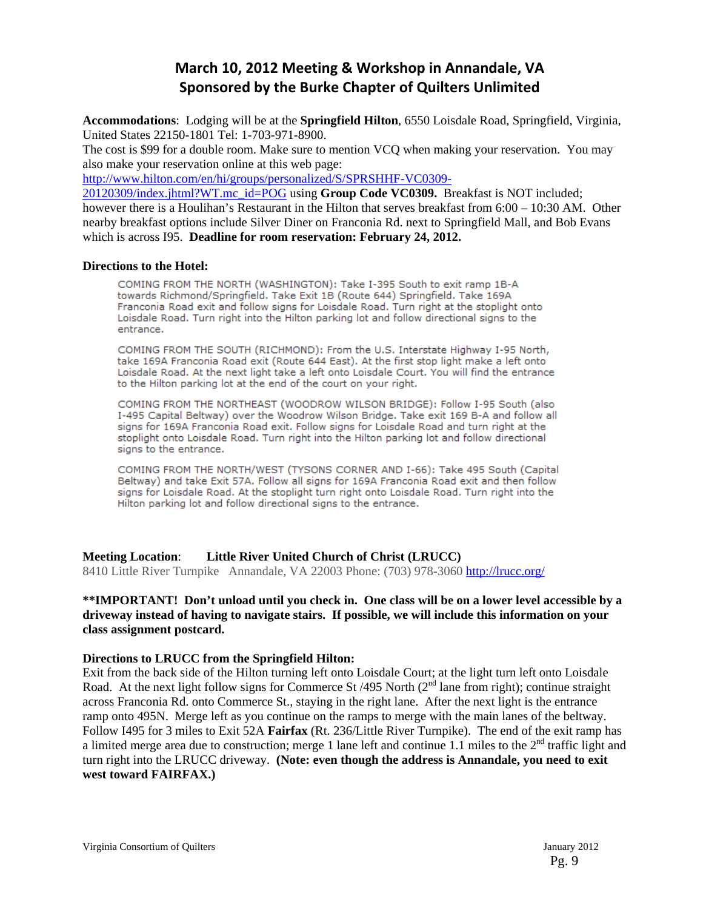# March 10, 2012 Meeting & Workshop in Annandale, VA
# Sponsored by the Burke Chapter of Quilters Unlimited

**Accommodations**: Lodging will be at the **Springfield Hilton**, 6550 Loisdale Road, Springfield, Virginia, United States 22150-1801 Tel: 1-703-971-8900.
The cost is $99 for a double room. Make sure to mention VCQ when making your reservation. You may also make your reservation online at this web page: http://www.hilton.com/en/hi/groups/personalized/S/SPRSHHF-VC0309-20120309/index.jhtml?WT.mc_id=POG using **Group Code VC0309.** Breakfast is NOT included; however there is a Houlihan's Restaurant in the Hilton that serves breakfast from 6:00 – 10:30 AM. Other nearby breakfast options include Silver Diner on Franconia Rd. next to Springfield Mall, and Bob Evans which is across I95. **Deadline for room reservation: February 24, 2012.**

**Directions to the Hotel:**

COMING FROM THE NORTH (WASHINGTON): Take I-395 South to exit ramp 1B-A towards Richmond/Springfield. Take Exit 1B (Route 644) Springfield. Take 169A Franconia Road exit and follow signs for Loisdale Road. Turn right at the stoplight onto Loisdale Road. Turn right into the Hilton parking lot and follow directional signs to the entrance.

COMING FROM THE SOUTH (RICHMOND): From the U.S. Interstate Highway I-95 North, take 169A Franconia Road exit (Route 644 East). At the first stop light make a left onto Loisdale Road. At the next light take a left onto Loisdale Court. You will find the entrance to the Hilton parking lot at the end of the court on your right.

COMING FROM THE NORTHEAST (WOODROW WILSON BRIDGE): Follow I-95 South (also I-495 Capital Beltway) over the Woodrow Wilson Bridge. Take exit 169 B-A and follow all signs for 169A Franconia Road exit. Follow signs for Loisdale Road and turn right at the stoplight onto Loisdale Road. Turn right into the Hilton parking lot and follow directional signs to the entrance.

COMING FROM THE NORTH/WEST (TYSONS CORNER AND I-66): Take 495 South (Capital Beltway) and take Exit 57A. Follow all signs for 169A Franconia Road exit and then follow signs for Loisdale Road. At the stoplight turn right onto Loisdale Road. Turn right into the Hilton parking lot and follow directional signs to the entrance.

**Meeting Location**: **Little River United Church of Christ (LRUCC)**
8410 Little River Turnpike Annandale, VA 22003 Phone: (703) 978-3060 http://lrucc.org/

**\*\*IMPORTANT! Don't unload until you check in. One class will be on a lower level accessible by a driveway instead of having to navigate stairs. If possible, we will include this information on your class assignment postcard.**

**Directions to LRUCC from the Springfield Hilton:**
Exit from the back side of the Hilton turning left onto Loisdale Court; at the light turn left onto Loisdale Road. At the next light follow signs for Commerce St /495 North (2nd lane from right); continue straight across Franconia Rd. onto Commerce St., staying in the right lane. After the next light is the entrance ramp onto 495N. Merge left as you continue on the ramps to merge with the main lanes of the beltway. Follow I495 for 3 miles to Exit 52A **Fairfax** (Rt. 236/Little River Turnpike). The end of the exit ramp has a limited merge area due to construction; merge 1 lane left and continue 1.1 miles to the 2nd traffic light and turn right into the LRUCC driveway. **(Note: even though the address is Annandale, you need to exit west toward FAIRFAX.)**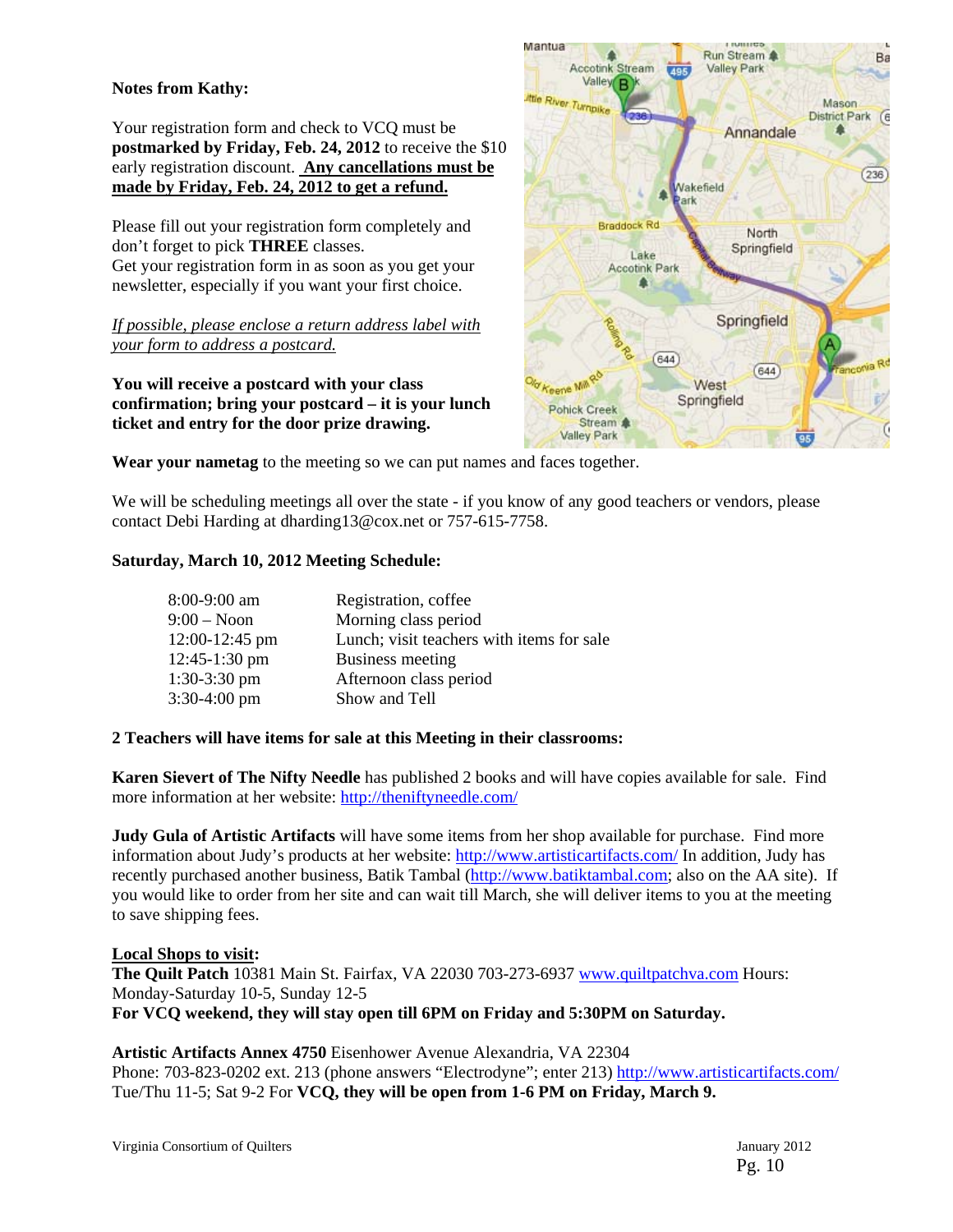**Notes from Kathy:**

Your registration form and check to VCQ must be **postmarked by Friday, Feb. 24, 2012** to receive the $10 early registration discount. **Any cancellations must be made by Friday, Feb. 24, 2012 to get a refund.**

Please fill out your registration form completely and don't forget to pick **THREE** classes.
Get your registration form in as soon as you get your newsletter, especially if you want your first choice.

*If possible, please enclose a return address label with your form to address a postcard.*

**You will receive a postcard with your class confirmation; bring your postcard – it is your lunch ticket and entry for the door prize drawing.**

**Wear your nametag** to the meeting so we can put names and faces together.

We will be scheduling meetings all over the state - if you know of any good teachers or vendors, please contact Debi Harding at dharding13@cox.net or 757-615-7758.

**Saturday, March 10, 2012 Meeting Schedule:**

| | |
|---|---|
| 8:00-9:00 am | Registration, coffee |
| 9:00 – Noon | Morning class period |
| 12:00-12:45 pm | Lunch; visit teachers with items for sale |
| 12:45-1:30 pm | Business meeting |
| 1:30-3:30 pm | Afternoon class period |
| 3:30-4:00 pm | Show and Tell |

**2 Teachers will have items for sale at this Meeting in their classrooms:**

**Karen Sievert of The Nifty Needle** has published 2 books and will have copies available for sale. Find more information at her website: http://theniftyneedle.com/

**Judy Gula of Artistic Artifacts** will have some items from her shop available for purchase. Find more information about Judy's products at her website: http://www.artisticartifacts.com/ In addition, Judy has recently purchased another business, Batik Tambal (http://www.batiktambal.com; also on the AA site). If you would like to order from her site and can wait till March, she will deliver items to you at the meeting to save shipping fees.

**Local Shops to visit:**
**The Quilt Patch** 10381 Main St. Fairfax, VA 22030 703-273-6937 www.quiltpatchva.com Hours: Monday-Saturday 10-5, Sunday 12-5
**For VCQ weekend, they will stay open till 6PM on Friday and 5:30PM on Saturday.**

**Artistic Artifacts Annex 4750** Eisenhower Avenue Alexandria, VA 22304
Phone: 703-823-0202 ext. 213 (phone answers "Electrodyne"; enter 213) http://www.artisticartifacts.com/
Tue/Thu 11-5; Sat 9-2 For **VCQ, they will be open from 1-6 PM on Friday, March 9.**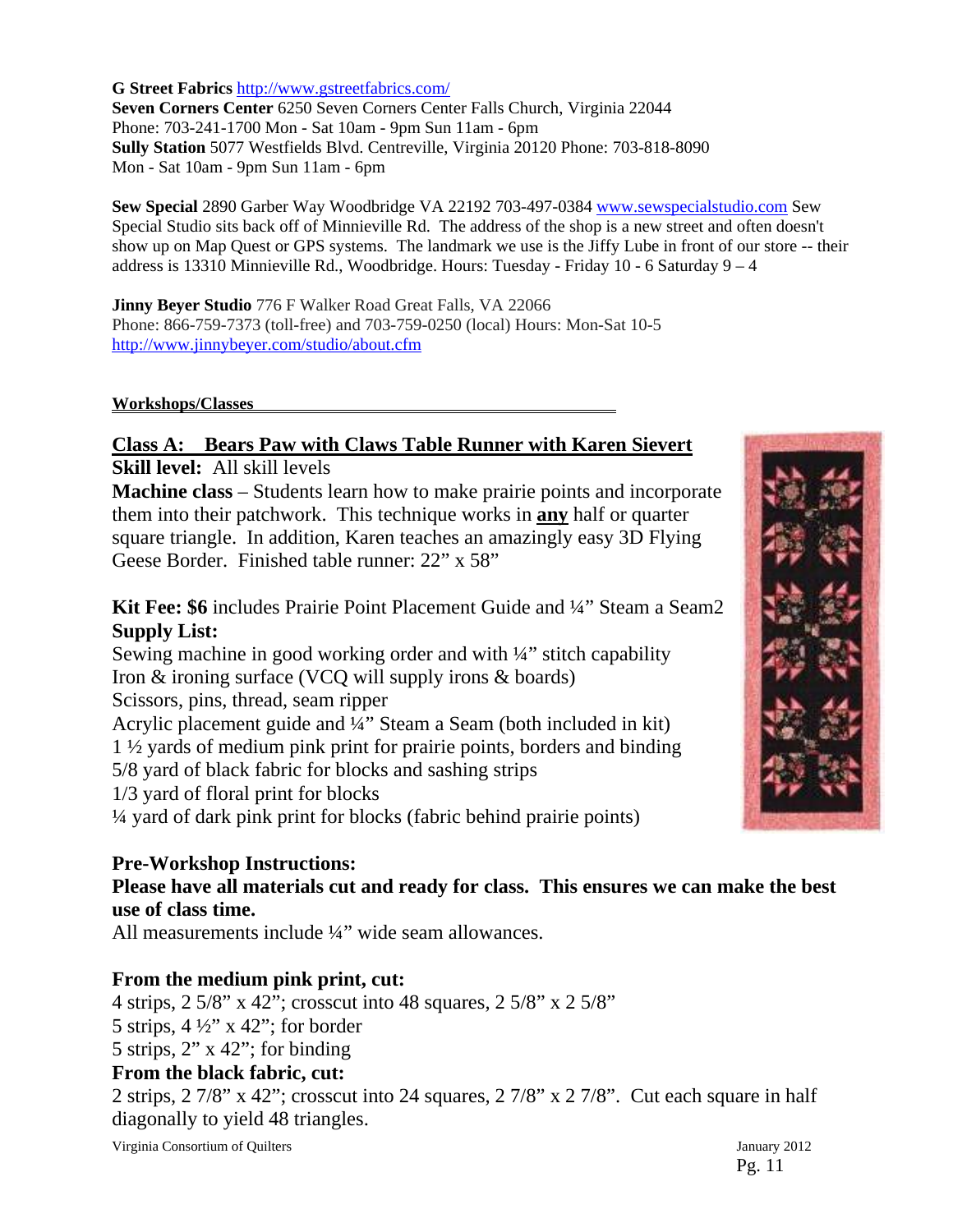**G Street Fabrics** http://www.gstreetfabrics.com/
**Seven Corners Center** 6250 Seven Corners Center Falls Church, Virginia 22044
Phone: 703-241-1700 Mon - Sat 10am - 9pm Sun 11am - 6pm
**Sully Station** 5077 Westfields Blvd. Centreville, Virginia 20120 Phone: 703-818-8090
Mon - Sat 10am - 9pm Sun 11am - 6pm

**Sew Special** 2890 Garber Way Woodbridge VA 22192 703-497-0384 www.sewspecialstudio.com Sew Special Studio sits back off of Minnieville Rd. The address of the shop is a new street and often doesn't show up on Map Quest or GPS systems. The landmark we use is the Jiffy Lube in front of our store -- their address is 13310 Minnieville Rd., Woodbridge. Hours: Tuesday - Friday 10 - 6 Saturday 9 – 4

**Jinny Beyer Studio** 776 F Walker Road Great Falls, VA 22066
Phone: 866-759-7373 (toll-free) and 703-759-0250 (local) Hours: Mon-Sat 10-5
http://www.jinnybeyer.com/studio/about.cfm

## Workshops/Classes

### Class A: Bears Paw with Claws Table Runner with Karen Sievert

**Skill level:** All skill levels

**Machine class** – Students learn how to make prairie points and incorporate them into their patchwork. This technique works in **any** half or quarter square triangle. In addition, Karen teaches an amazingly easy 3D Flying Geese Border. Finished table runner: 22" x 58"

**Kit Fee: $6** includes Prairie Point Placement Guide and ¼" Steam a Seam2

**Supply List:**

Sewing machine in good working order and with ¼" stitch capability
Iron & ironing surface (VCQ will supply irons & boards)
Scissors, pins, thread, seam ripper
Acrylic placement guide and ¼" Steam a Seam (both included in kit)
1 ½ yards of medium pink print for prairie points, borders and binding
5/8 yard of black fabric for blocks and sashing strips
1/3 yard of floral print for blocks
¼ yard of dark pink print for blocks (fabric behind prairie points)

**Pre-Workshop Instructions:**

**Please have all materials cut and ready for class. This ensures we can make the best use of class time.**

All measurements include ¼" wide seam allowances.

**From the medium pink print, cut:**

4 strips, 2 5/8" x 42"; crosscut into 48 squares, 2 5/8" x 2 5/8"
5 strips, 4 ½" x 42"; for border
5 strips, 2" x 42"; for binding

**From the black fabric, cut:**

2 strips, 2 7/8" x 42"; crosscut into 24 squares, 2 7/8" x 2 7/8". Cut each square in half diagonally to yield 48 triangles.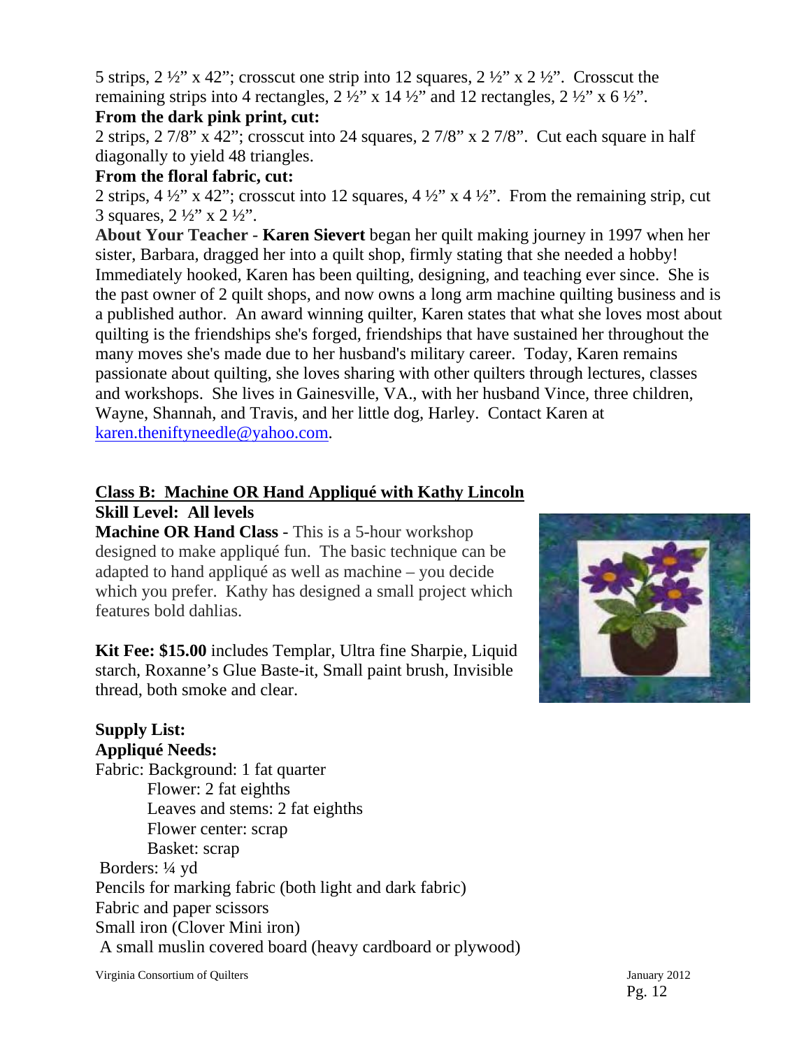5 strips, 2 ½" x 42"; crosscut one strip into 12 squares, 2 ½" x 2 ½". Crosscut the remaining strips into 4 rectangles, 2 ½" x 14 ½" and 12 rectangles, 2 ½" x 6 ½".

**From the dark pink print, cut:**

2 strips, 2 7/8" x 42"; crosscut into 24 squares, 2 7/8" x 2 7/8". Cut each square in half diagonally to yield 48 triangles.

**From the floral fabric, cut:**

2 strips, 4 ½" x 42"; crosscut into 12 squares, 4 ½" x 4 ½". From the remaining strip, cut 3 squares, 2 ½" x 2 ½".

**About Your Teacher** - **Karen Sievert** began her quilt making journey in 1997 when her sister, Barbara, dragged her into a quilt shop, firmly stating that she needed a hobby! Immediately hooked, Karen has been quilting, designing, and teaching ever since. She is the past owner of 2 quilt shops, and now owns a long arm machine quilting business and is a published author. An award winning quilter, Karen states that what she loves most about quilting is the friendships she's forged, friendships that have sustained her throughout the many moves she's made due to her husband's military career. Today, Karen remains passionate about quilting, she loves sharing with other quilters through lectures, classes and workshops. She lives in Gainesville, VA., with her husband Vince, three children, Wayne, Shannah, and Travis, and her little dog, Harley. Contact Karen at karen.theniftyneedle@yahoo.com.

## Class B: Machine OR Hand Appliqué with Kathy Lincoln

**Skill Level: All levels**

**Machine OR Hand Class** - This is a 5-hour workshop designed to make appliqué fun. The basic technique can be adapted to hand appliqué as well as machine – you decide which you prefer. Kathy has designed a small project which features bold dahlias.

**Kit Fee: $15.00** includes Templar, Ultra fine Sharpie, Liquid starch, Roxanne's Glue Baste-it, Small paint brush, Invisible thread, both smoke and clear.

**Supply List:**

**Appliqué Needs:**

Fabric: Background: 1 fat quarter
- Flower: 2 fat eighths
- Leaves and stems: 2 fat eighths
- Flower center: scrap
- Basket: scrap

Borders: ¼ yd

Pencils for marking fabric (both light and dark fabric)

Fabric and paper scissors

Small iron (Clover Mini iron)

A small muslin covered board (heavy cardboard or plywood)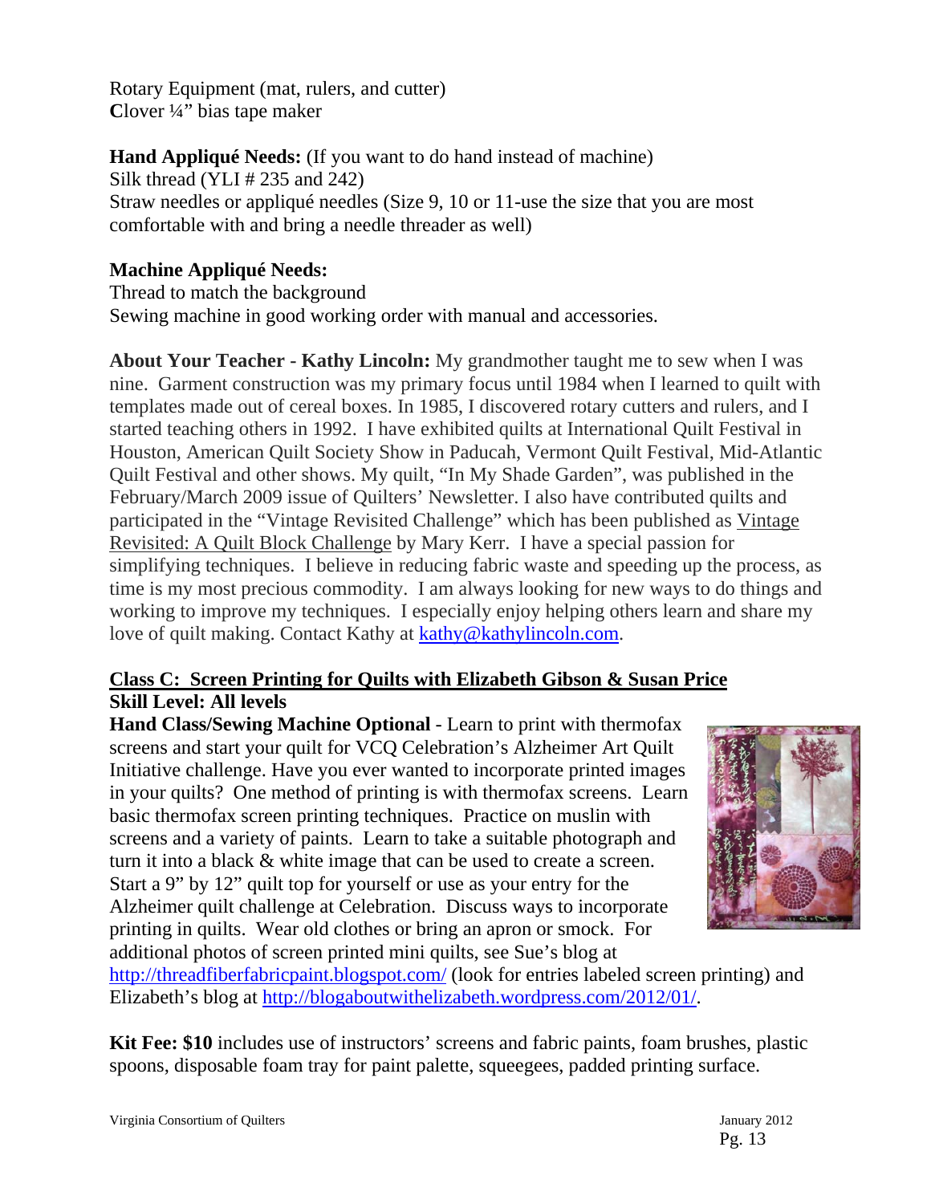Rotary Equipment (mat, rulers, and cutter)
**C**lover ¼" bias tape maker

**Hand Appliqué Needs:** (If you want to do hand instead of machine)
Silk thread (YLI # 235 and 242)
Straw needles or appliqué needles (Size 9, 10 or 11-use the size that you are most comfortable with and bring a needle threader as well)

**Machine Appliqué Needs:**
Thread to match the background
Sewing machine in good working order with manual and accessories.

**About Your Teacher - Kathy Lincoln:** My grandmother taught me to sew when I was nine. Garment construction was my primary focus until 1984 when I learned to quilt with templates made out of cereal boxes. In 1985, I discovered rotary cutters and rulers, and I started teaching others in 1992. I have exhibited quilts at International Quilt Festival in Houston, American Quilt Society Show in Paducah, Vermont Quilt Festival, Mid-Atlantic Quilt Festival and other shows. My quilt, "In My Shade Garden", was published in the February/March 2009 issue of Quilters' Newsletter. I also have contributed quilts and participated in the "Vintage Revisited Challenge" which has been published as Vintage Revisited: A Quilt Block Challenge by Mary Kerr. I have a special passion for simplifying techniques. I believe in reducing fabric waste and speeding up the process, as time is my most precious commodity. I am always looking for new ways to do things and working to improve my techniques. I especially enjoy helping others learn and share my love of quilt making. Contact Kathy at kathy@kathylincoln.com.

**Class C: Screen Printing for Quilts with Elizabeth Gibson & Susan Price**
**Skill Level: All levels**

**Hand Class/Sewing Machine Optional** - Learn to print with thermofax screens and start your quilt for VCQ Celebration's Alzheimer Art Quilt Initiative challenge. Have you ever wanted to incorporate printed images in your quilts? One method of printing is with thermofax screens. Learn basic thermofax screen printing techniques. Practice on muslin with screens and a variety of paints. Learn to take a suitable photograph and turn it into a black & white image that can be used to create a screen. Start a 9" by 12" quilt top for yourself or use as your entry for the Alzheimer quilt challenge at Celebration. Discuss ways to incorporate printing in quilts. Wear old clothes or bring an apron or smock. For additional photos of screen printed mini quilts, see Sue's blog at http://threadfiberfabricpaint.blogspot.com/ (look for entries labeled screen printing) and Elizabeth's blog at http://blogaboutwithelizabeth.wordpress.com/2012/01/.

**Kit Fee: $10** includes use of instructors' screens and fabric paints, foam brushes, plastic spoons, disposable foam tray for paint palette, squeegees, padded printing surface.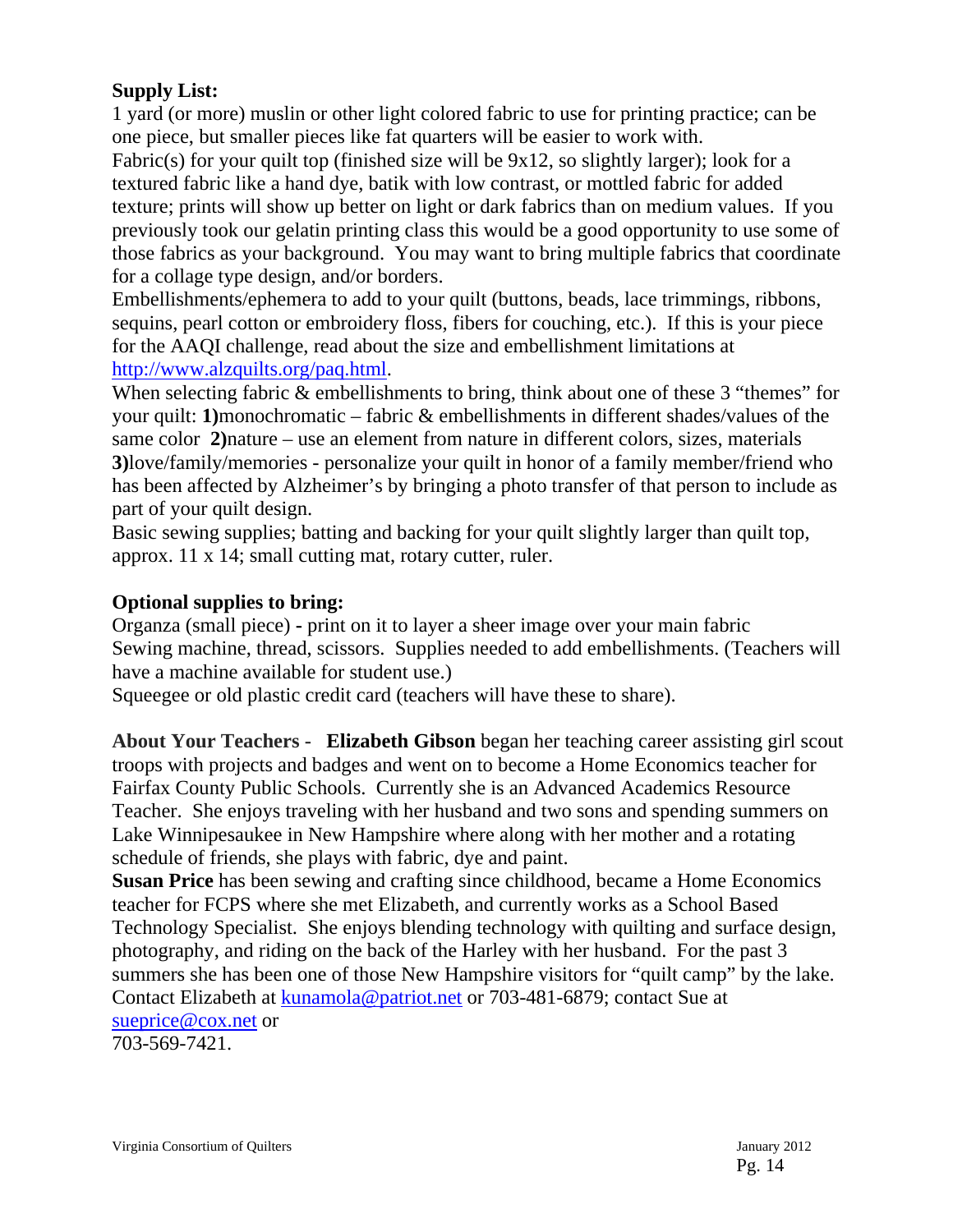**Supply List:**

1 yard (or more) muslin or other light colored fabric to use for printing practice; can be one piece, but smaller pieces like fat quarters will be easier to work with.

Fabric(s) for your quilt top (finished size will be 9x12, so slightly larger); look for a textured fabric like a hand dye, batik with low contrast, or mottled fabric for added texture; prints will show up better on light or dark fabrics than on medium values. If you previously took our gelatin printing class this would be a good opportunity to use some of those fabrics as your background. You may want to bring multiple fabrics that coordinate for a collage type design, and/or borders.

Embellishments/ephemera to add to your quilt (buttons, beads, lace trimmings, ribbons, sequins, pearl cotton or embroidery floss, fibers for couching, etc.). If this is your piece for the AAQI challenge, read about the size and embellishment limitations at [http://www.alzquilts.org/paq.html](http://www.alzquilts.org/paq.html).

When selecting fabric & embellishments to bring, think about one of these 3 "themes" for your quilt: **1)**monochromatic – fabric & embellishments in different shades/values of the same color **2)**nature – use an element from nature in different colors, sizes, materials **3)**love/family/memories - personalize your quilt in honor of a family member/friend who has been affected by Alzheimer's by bringing a photo transfer of that person to include as part of your quilt design.

Basic sewing supplies; batting and backing for your quilt slightly larger than quilt top, approx. 11 x 14; small cutting mat, rotary cutter, ruler.

**Optional supplies to bring:**

Organza (small piece) - print on it to layer a sheer image over your main fabric

Sewing machine, thread, scissors. Supplies needed to add embellishments. (Teachers will have a machine available for student use.)

Squeegee or old plastic credit card (teachers will have these to share).

**About Your Teachers - Elizabeth Gibson** began her teaching career assisting girl scout troops with projects and badges and went on to become a Home Economics teacher for Fairfax County Public Schools. Currently she is an Advanced Academics Resource Teacher. She enjoys traveling with her husband and two sons and spending summers on Lake Winnipesaukee in New Hampshire where along with her mother and a rotating schedule of friends, she plays with fabric, dye and paint.

**Susan Price** has been sewing and crafting since childhood, became a Home Economics teacher for FCPS where she met Elizabeth, and currently works as a School Based Technology Specialist. She enjoys blending technology with quilting and surface design, photography, and riding on the back of the Harley with her husband. For the past 3 summers she has been one of those New Hampshire visitors for "quilt camp" by the lake.

Contact Elizabeth at [kunamola@patriot.net](mailto:kunamola@patriot.net) or 703-481-6879; contact Sue at [sueprice@cox.net](mailto:sueprice@cox.net) or 703-569-7421.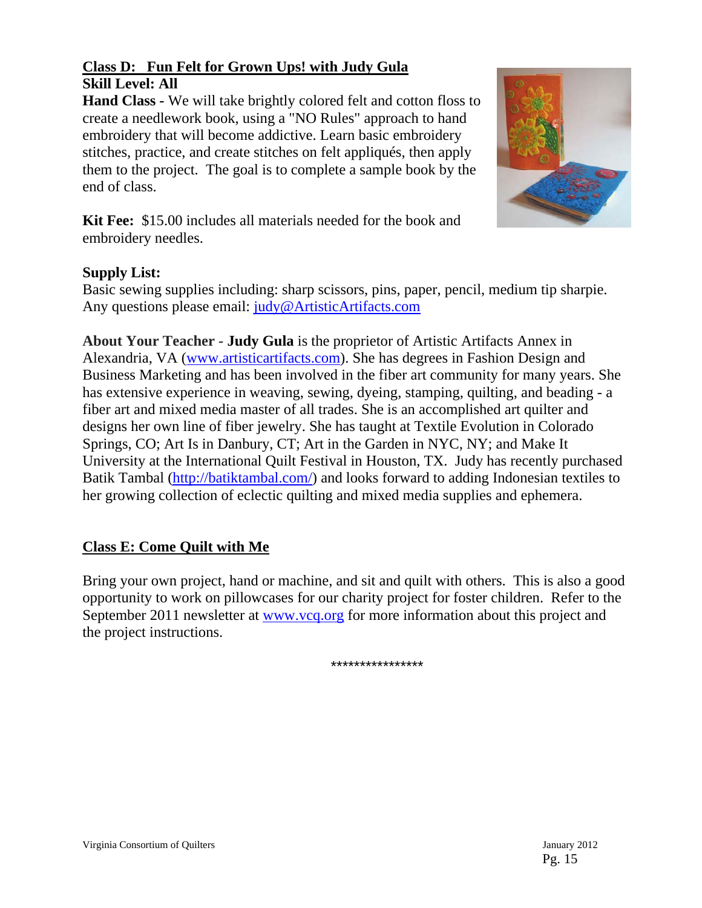## Class D: Fun Felt for Grown Ups! with Judy Gula

**Skill Level: All**

**Hand Class -** We will take brightly colored felt and cotton floss to create a needlework book, using a "NO Rules" approach to hand embroidery that will become addictive. Learn basic embroidery stitches, practice, and create stitches on felt appliqués, then apply them to the project. The goal is to complete a sample book by the end of class.

**Kit Fee:** $15.00 includes all materials needed for the book and embroidery needles.

**Supply List:**
Basic sewing supplies including: sharp scissors, pins, paper, pencil, medium tip sharpie. Any questions please email: judy@ArtisticArtifacts.com

**About Your Teacher** - **Judy Gula** is the proprietor of Artistic Artifacts Annex in Alexandria, VA (www.artisticartifacts.com). She has degrees in Fashion Design and Business Marketing and has been involved in the fiber art community for many years. She has extensive experience in weaving, sewing, dyeing, stamping, quilting, and beading - a fiber art and mixed media master of all trades. She is an accomplished art quilter and designs her own line of fiber jewelry. She has taught at Textile Evolution in Colorado Springs, CO; Art Is in Danbury, CT; Art in the Garden in NYC, NY; and Make It University at the International Quilt Festival in Houston, TX. Judy has recently purchased Batik Tambal (http://batiktambal.com/) and looks forward to adding Indonesian textiles to her growing collection of eclectic quilting and mixed media supplies and ephemera.

## Class E: Come Quilt with Me

Bring your own project, hand or machine, and sit and quilt with others. This is also a good opportunity to work on pillowcases for our charity project for foster children. Refer to the September 2011 newsletter at www.vcq.org for more information about this project and the project instructions.

****************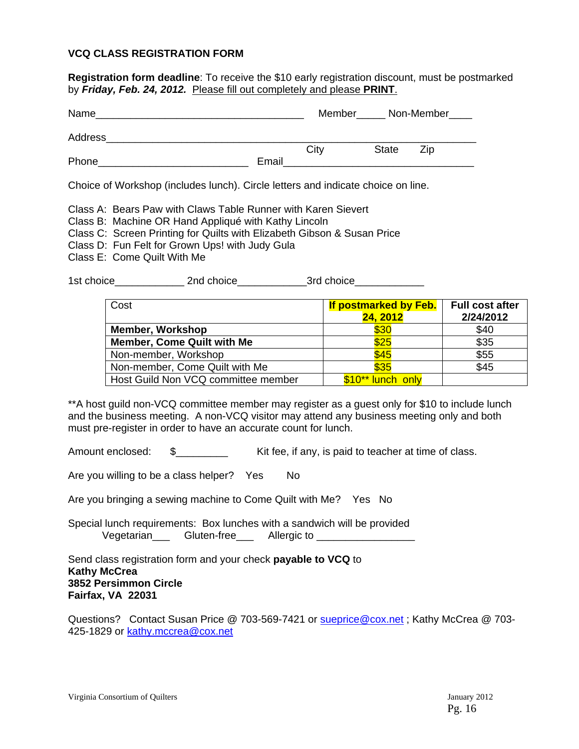## VCQ CLASS REGISTRATION FORM

**Registration form deadline**: To receive the $10 early registration discount, must be postmarked by ***Friday, Feb. 24, 2012.*** Please fill out completely and please **PRINT**.

Name_____________________________________ Member_____ Non-Member____

Address____________________________________________________________________
City State Zip

Phone__________________________ Email_____________________________________

Choice of Workshop (includes lunch). Circle letters and indicate choice on line.

Class A: Bears Paw with Claws Table Runner with Karen Sievert
Class B: Machine OR Hand Appliqué with Kathy Lincoln
Class C: Screen Printing for Quilts with Elizabeth Gibson & Susan Price
Class D: Fun Felt for Grown Ups! with Judy Gula
Class E: Come Quilt With Me

1st choice____________ 2nd choice____________3rd choice____________

| Cost | **If postmarked by Feb. 24, 2012** | **Full cost after 2/24/2012** |
|---|---|---|
| **Member, Workshop** | $30 | $40 |
| **Member, Come Quilt with Me** | $25 | $35 |
| Non-member, Workshop | $45 | $55 |
| Non-member, Come Quilt with Me | $35 | $45 |
| Host Guild Non VCQ committee member | $10** lunch only | |

**A host guild non-VCQ committee member may register as a guest only for $10 to include lunch and the business meeting. A non-VCQ visitor may attend any business meeting only and both must pre-register in order to have an accurate count for lunch.

Amount enclosed: $_________ Kit fee, if any, is paid to teacher at time of class.

Are you willing to be a class helper? Yes No

Are you bringing a sewing machine to Come Quilt with Me? Yes No

Special lunch requirements: Box lunches with a sandwich will be provided
Vegetarian___ Gluten-free___ Allergic to _________________

Send class registration form and your check **payable to VCQ** to
**Kathy McCrea**
**3852 Persimmon Circle**
**Fairfax, VA 22031**

Questions? Contact Susan Price @ 703-569-7421 or sueprice@cox.net ; Kathy McCrea @ 703-425-1829 or kathy.mccrea@cox.net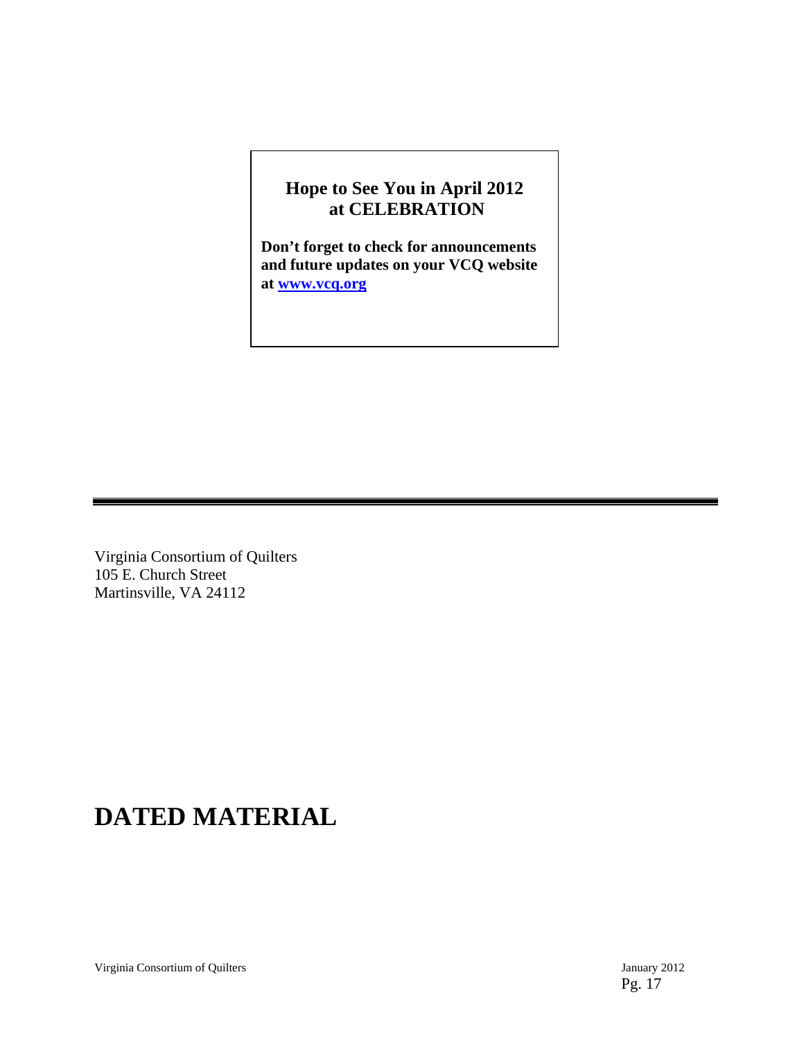**Hope to See You in April 2012 at CELEBRATION**

**Don't forget to check for announcements and future updates on your VCQ website at [www.vcq.org](http://www.vcq.org)**

---

Virginia Consortium of Quilters
105 E. Church Street
Martinsville, VA 24112

# DATED MATERIAL